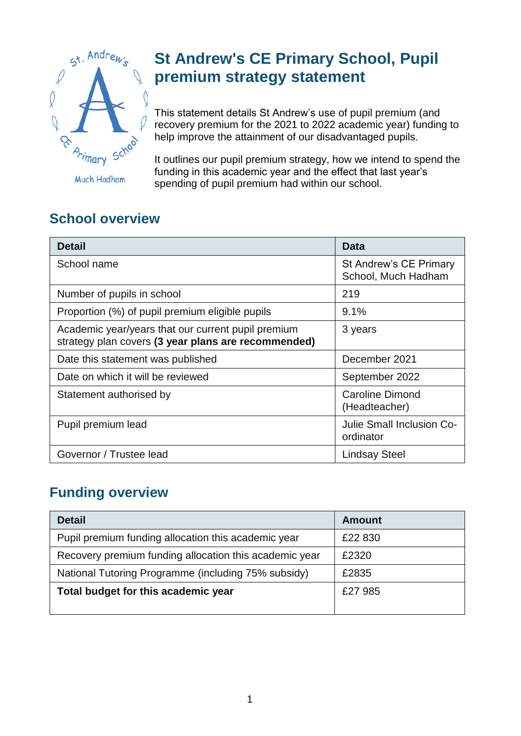# St Andrew's CE Primary School, Pupil premium strategy statement

This statement details St Andrew's use of pupil premium (and recovery premium for the 2021 to 2022 academic year) funding to help improve the attainment of our disadvantaged pupils.

It outlines our pupil premium strategy, how we intend to spend the funding in this academic year and the effect that last year's spending of pupil premium had within our school.

## School overview

| Detail | Data |
|---|---|
| School name | St Andrew's CE Primary School, Much Hadham |
| Number of pupils in school | 219 |
| Proportion (%) of pupil premium eligible pupils | 9.1% |
| Academic year/years that our current pupil premium strategy plan covers **(3 year plans are recommended)** | 3 years |
| Date this statement was published | December 2021 |
| Date on which it will be reviewed | September 2022 |
| Statement authorised by | Caroline Dimond (Headteacher) |
| Pupil premium lead | Julie Small Inclusion Co-ordinator |
| Governor / Trustee lead | Lindsay Steel |

## Funding overview

| Detail | Amount |
|---|---|
| Pupil premium funding allocation this academic year | £22 830 |
| Recovery premium funding allocation this academic year | £2320 |
| National Tutoring Programme (including 75% subsidy) | £2835 |
| **Total budget for this academic year** | £27 985 |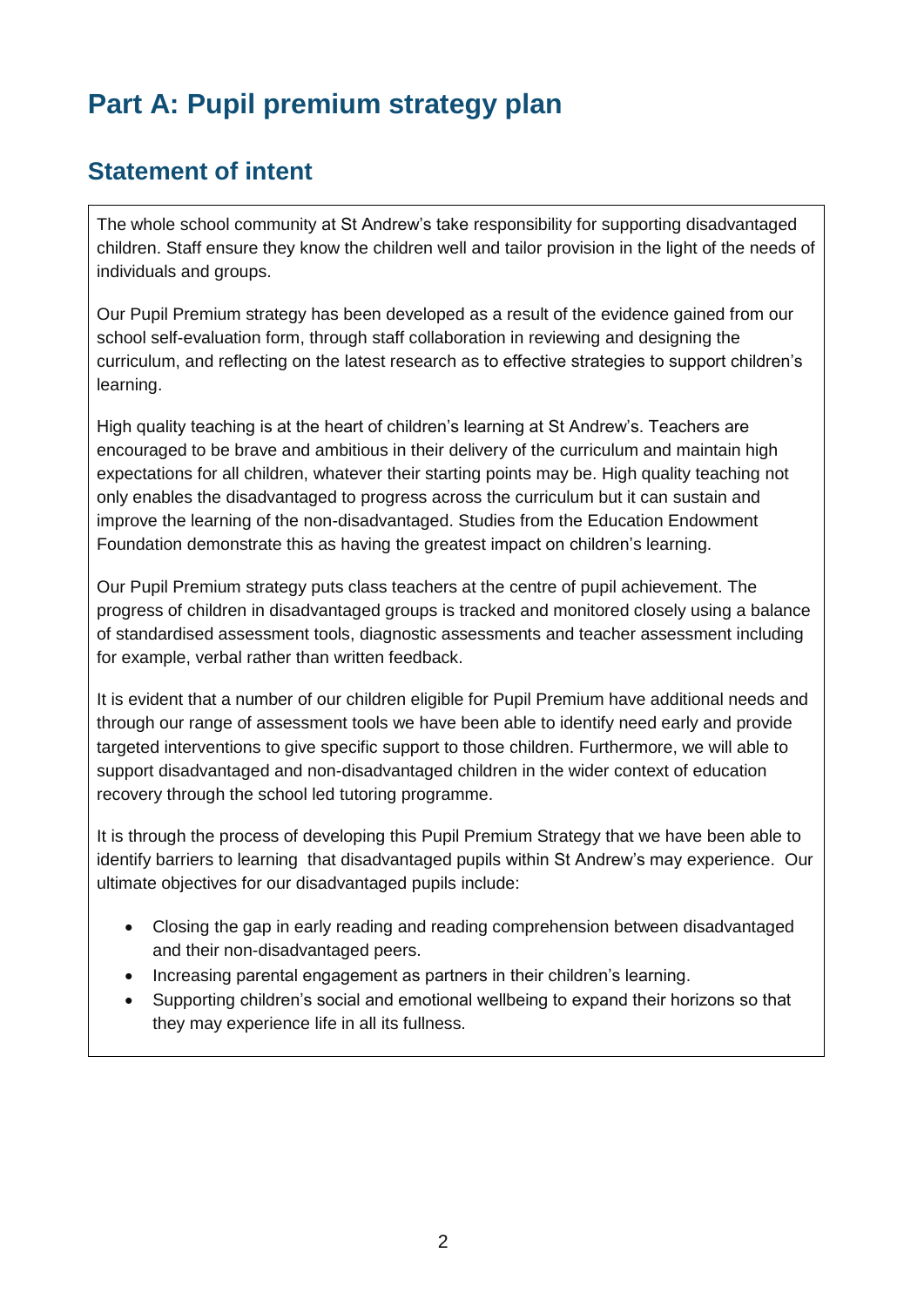# Part A: Pupil premium strategy plan

## Statement of intent

The whole school community at St Andrew's take responsibility for supporting disadvantaged children. Staff ensure they know the children well and tailor provision in the light of the needs of individuals and groups.

Our Pupil Premium strategy has been developed as a result of the evidence gained from our school self-evaluation form, through staff collaboration in reviewing and designing the curriculum, and reflecting on the latest research as to effective strategies to support children's learning.

High quality teaching is at the heart of children's learning at St Andrew's. Teachers are encouraged to be brave and ambitious in their delivery of the curriculum and maintain high expectations for all children, whatever their starting points may be. High quality teaching not only enables the disadvantaged to progress across the curriculum but it can sustain and improve the learning of the non-disadvantaged. Studies from the Education Endowment Foundation demonstrate this as having the greatest impact on children's learning.

Our Pupil Premium strategy puts class teachers at the centre of pupil achievement. The progress of children in disadvantaged groups is tracked and monitored closely using a balance of standardised assessment tools, diagnostic assessments and teacher assessment including for example, verbal rather than written feedback.

It is evident that a number of our children eligible for Pupil Premium have additional needs and through our range of assessment tools we have been able to identify need early and provide targeted interventions to give specific support to those children. Furthermore, we will able to support disadvantaged and non-disadvantaged children in the wider context of education recovery through the school led tutoring programme.

It is through the process of developing this Pupil Premium Strategy that we have been able to identify barriers to learning that disadvantaged pupils within St Andrew's may experience. Our ultimate objectives for our disadvantaged pupils include:

- Closing the gap in early reading and reading comprehension between disadvantaged and their non-disadvantaged peers.
- Increasing parental engagement as partners in their children's learning.
- Supporting children's social and emotional wellbeing to expand their horizons so that they may experience life in all its fullness.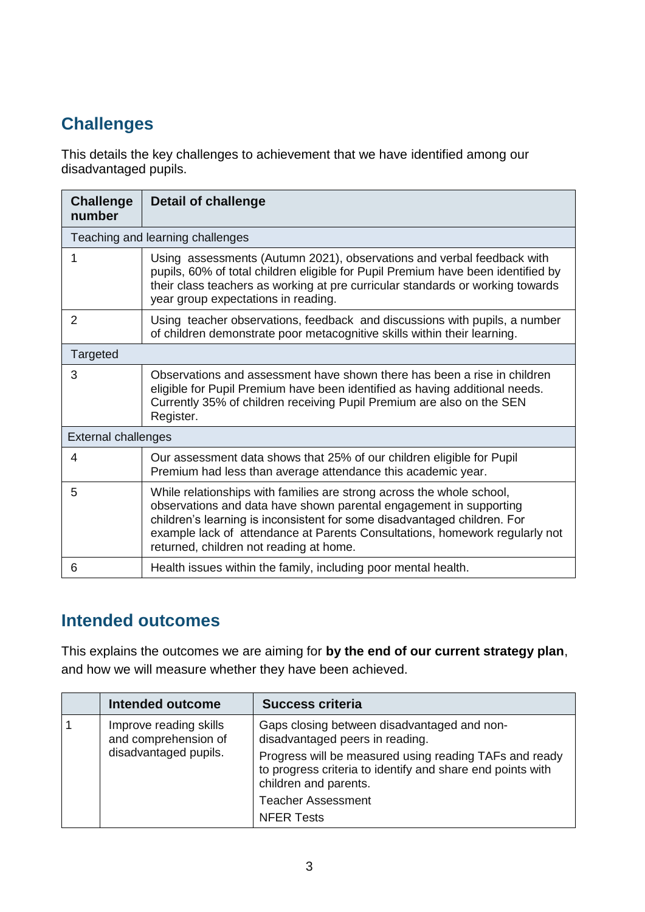## Challenges

This details the key challenges to achievement that we have identified among our disadvantaged pupils.

| Challenge number | Detail of challenge |
| --- | --- |
| Teaching and learning challenges | |
| 1 | Using assessments (Autumn 2021), observations and verbal feedback with pupils, 60% of total children eligible for Pupil Premium have been identified by their class teachers as working at pre curricular standards or working towards year group expectations in reading. |
| 2 | Using teacher observations, feedback and discussions with pupils, a number of children demonstrate poor metacognitive skills within their learning. |
| Targeted | |
| 3 | Observations and assessment have shown there has been a rise in children eligible for Pupil Premium have been identified as having additional needs. Currently 35% of children receiving Pupil Premium are also on the SEN Register. |
| External challenges | |
| 4 | Our assessment data shows that 25% of our children eligible for Pupil Premium had less than average attendance this academic year. |
| 5 | While relationships with families are strong across the whole school, observations and data have shown parental engagement in supporting children's learning is inconsistent for some disadvantaged children. For example lack of attendance at Parents Consultations, homework regularly not returned, children not reading at home. |
| 6 | Health issues within the family, including poor mental health. |

## Intended outcomes

This explains the outcomes we are aiming for **by the end of our current strategy plan**, and how we will measure whether they have been achieved.

| | Intended outcome | Success criteria |
| --- | --- | --- |
| 1 | Improve reading skills and comprehension of disadvantaged pupils. | Gaps closing between disadvantaged and non-disadvantaged peers in reading.<br>Progress will be measured using reading TAFs and ready to progress criteria to identify and share end points with children and parents.<br>Teacher Assessment<br>NFER Tests |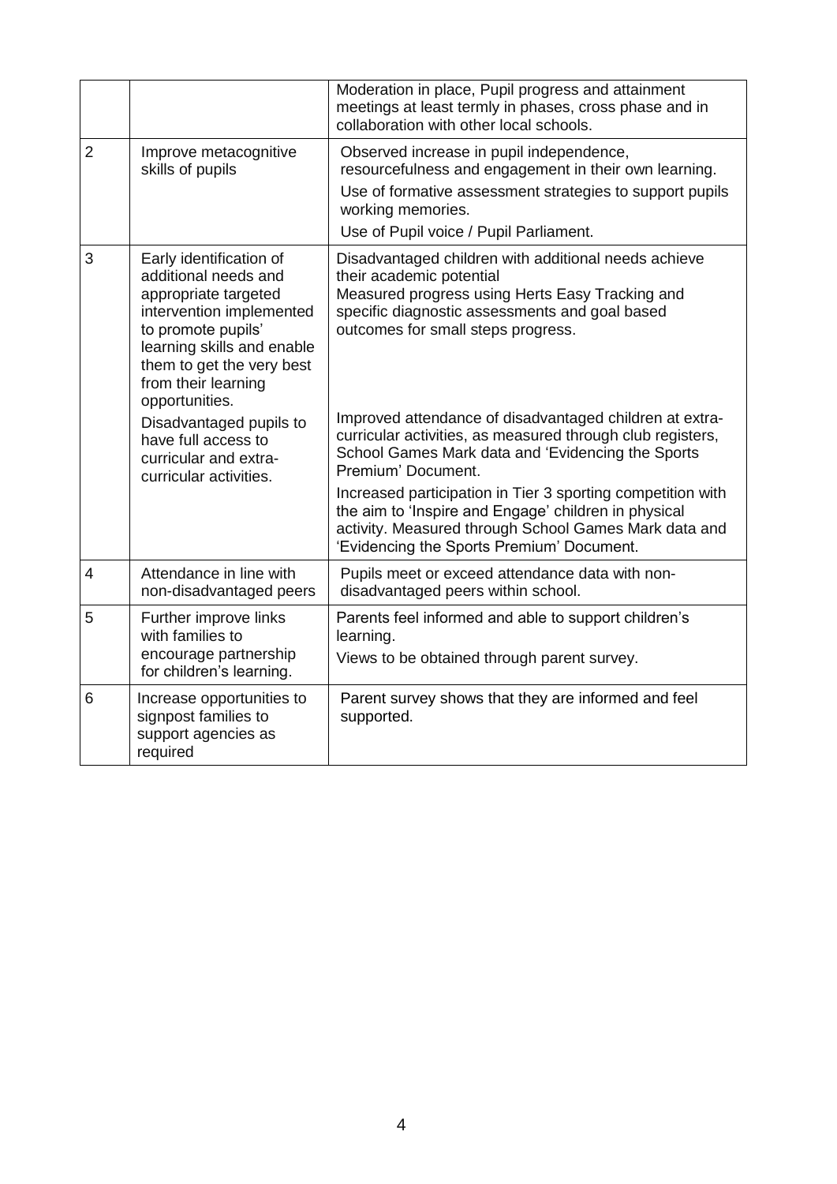| | | |
|---|---|---|
| | | Moderation in place, Pupil progress and attainment meetings at least termly in phases, cross phase and in collaboration with other local schools. |
| 2 | Improve metacognitive skills of pupils | Observed increase in pupil independence, resourcefulness and engagement in their own learning.<br>Use of formative assessment strategies to support pupils working memories.<br>Use of Pupil voice / Pupil Parliament. |
| 3 | Early identification of additional needs and appropriate targeted intervention implemented to promote pupils' learning skills and enable them to get the very best from their learning opportunities.<br>Disadvantaged pupils to have full access to curricular and extra-curricular activities. | Disadvantaged children with additional needs achieve their academic potential<br>Measured progress using Herts Easy Tracking and specific diagnostic assessments and goal based outcomes for small steps progress.<br>Improved attendance of disadvantaged children at extra-curricular activities, as measured through club registers, School Games Mark data and 'Evidencing the Sports Premium' Document.<br>Increased participation in Tier 3 sporting competition with the aim to 'Inspire and Engage' children in physical activity. Measured through School Games Mark data and 'Evidencing the Sports Premium' Document. |
| 4 | Attendance in line with non-disadvantaged peers | Pupils meet or exceed attendance data with non-disadvantaged peers within school. |
| 5 | Further improve links with families to encourage partnership for children's learning. | Parents feel informed and able to support children's learning.<br>Views to be obtained through parent survey. |
| 6 | Increase opportunities to signpost families to support agencies as required | Parent survey shows that they are informed and feel supported. |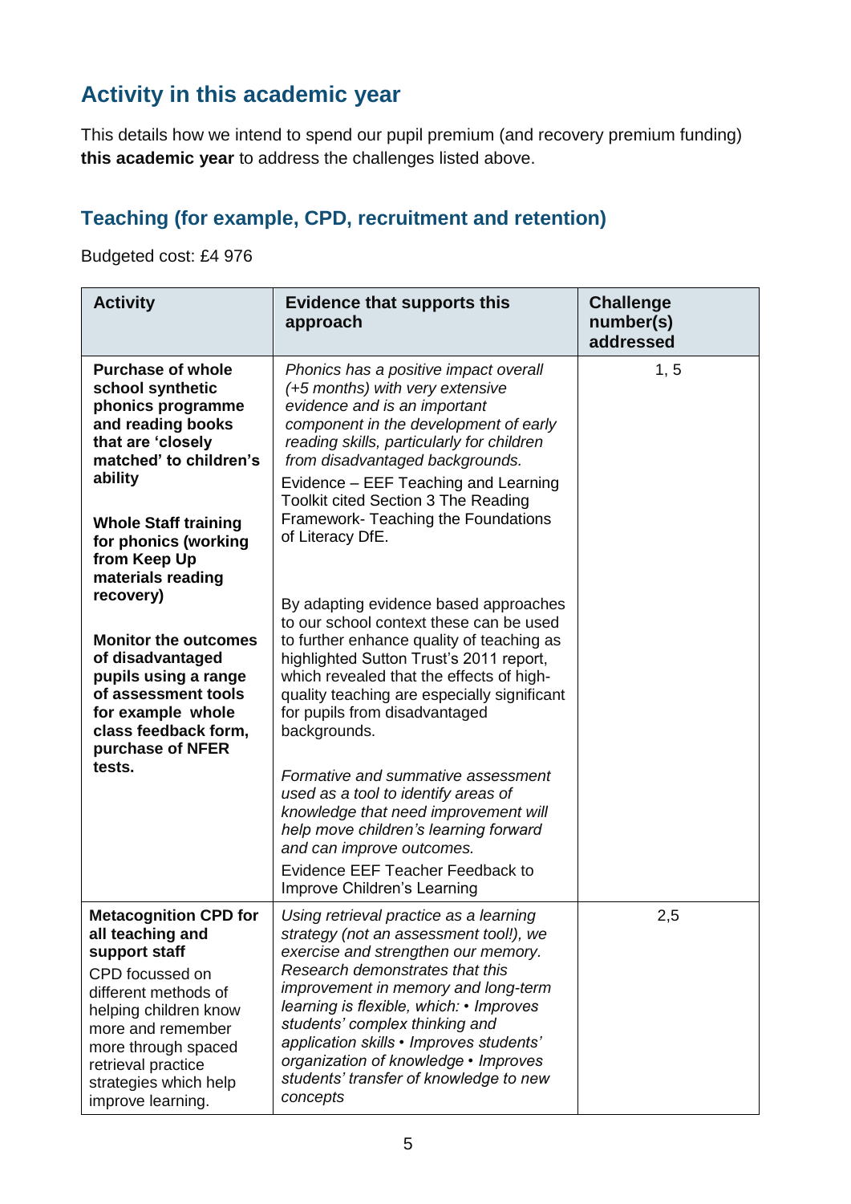## Activity in this academic year

This details how we intend to spend our pupil premium (and recovery premium funding) **this academic year** to address the challenges listed above.

### Teaching (for example, CPD, recruitment and retention)

Budgeted cost: £4 976

| Activity | Evidence that supports this approach | Challenge number(s) addressed |
|---|---|---|
| **Purchase of whole school synthetic phonics programme and reading books that are 'closely matched' to children's ability**<br><br>**Whole Staff training for phonics (working from Keep Up materials reading recovery)**<br><br>**Monitor the outcomes of disadvantaged pupils using a range of assessment tools for example whole class feedback form, purchase of NFER tests.** | *Phonics has a positive impact overall (+5 months) with very extensive evidence and is an important component in the development of early reading skills, particularly for children from disadvantaged backgrounds.*<br>Evidence – EEF Teaching and Learning Toolkit cited Section 3 The Reading Framework- Teaching the Foundations of Literacy DfE.<br><br>By adapting evidence based approaches to our school context these can be used to further enhance quality of teaching as highlighted Sutton Trust's 2011 report, which revealed that the effects of high-quality teaching are especially significant for pupils from disadvantaged backgrounds.<br><br>*Formative and summative assessment used as a tool to identify areas of knowledge that need improvement will help move children's learning forward and can improve outcomes.*<br>Evidence EEF Teacher Feedback to Improve Children's Learning | 1, 5 |
| **Metacognition CPD for all teaching and support staff**<br>CPD focussed on different methods of helping children know more and remember more through spaced retrieval practice strategies which help improve learning. | *Using retrieval practice as a learning strategy (not an assessment tool!), we exercise and strengthen our memory. Research demonstrates that this improvement in memory and long-term learning is flexible, which: • Improves students' complex thinking and application skills • Improves students' organization of knowledge • Improves students' transfer of knowledge to new concepts* | 2,5 |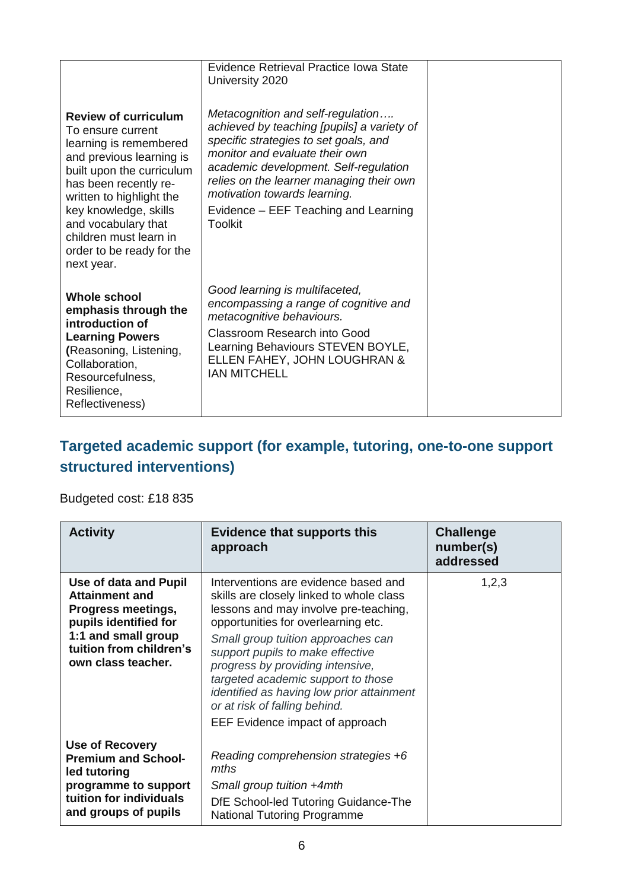| | | |
|---|---|---|
| | Evidence Retrieval Practice Iowa State University 2020 | |
| **Review of curriculum** To ensure current learning is remembered and previous learning is built upon the curriculum has been recently re-written to highlight the key knowledge, skills and vocabulary that children must learn in order to be ready for the next year. | *Metacognition and self-regulation…. achieved by teaching [pupils] a variety of specific strategies to set goals, and monitor and evaluate their own academic development. Self-regulation relies on the learner managing their own motivation towards learning.* Evidence – EEF Teaching and Learning Toolkit | |
| **Whole school emphasis through the introduction of Learning Powers (**Reasoning, Listening, Collaboration, Resourcefulness, Resilience, Reflectiveness) | *Good learning is multifaceted, encompassing a range of cognitive and metacognitive behaviours.* Classroom Research into Good Learning Behaviours STEVEN BOYLE, ELLEN FAHEY, JOHN LOUGHRAN & IAN MITCHELL | |

## Targeted academic support (for example, tutoring, one-to-one support structured interventions)

Budgeted cost: £18 835

| Activity | Evidence that supports this approach | Challenge number(s) addressed |
|---|---|---|
| **Use of data and Pupil Attainment and Progress meetings, pupils identified for 1:1 and small group tuition from children's own class teacher.** | Interventions are evidence based and skills are closely linked to whole class lessons and may involve pre-teaching, opportunities for overlearning etc. *Small group tuition approaches can support pupils to make effective progress by providing intensive, targeted academic support to those identified as having low prior attainment or at risk of falling behind.* EEF Evidence impact of approach | 1,2,3 |
| **Use of Recovery Premium and School-led tutoring programme to support tuition for individuals and groups of pupils** | *Reading comprehension strategies +6 mths* *Small group tuition +4mth* DfE School-led Tutoring Guidance-The National Tutoring Programme | |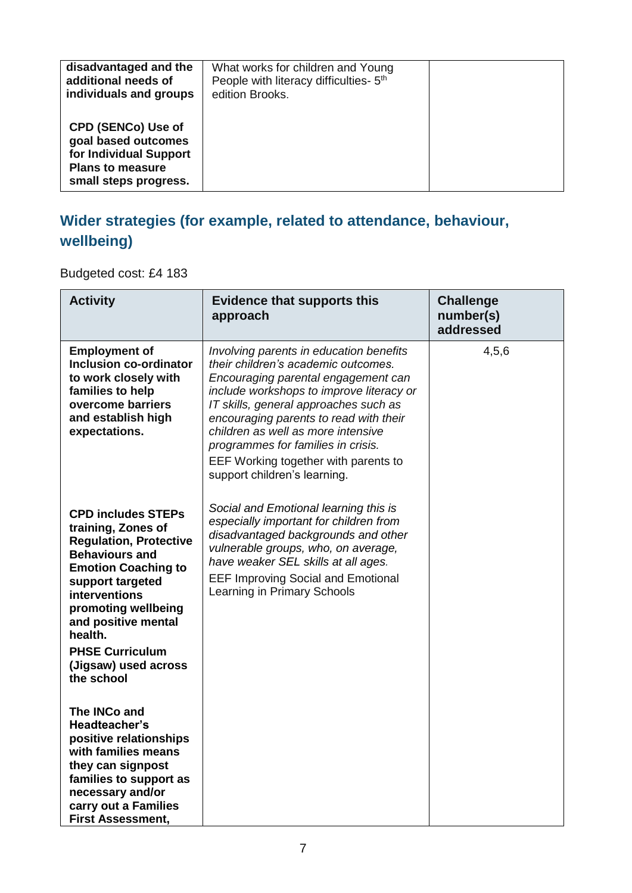| | | |
|---|---|---|
| **disadvantaged and the additional needs of individuals and groups**<br><br>**CPD (SENCo) Use of goal based outcomes for Individual Support Plans to measure small steps progress.** | What works for children and Young People with literacy difficulties- 5th edition Brooks. | |

## Wider strategies (for example, related to attendance, behaviour, wellbeing)

Budgeted cost: £4 183

| Activity | Evidence that supports this approach | Challenge number(s) addressed |
|---|---|---|
| **Employment of Inclusion co-ordinator to work closely with families to help overcome barriers and establish high expectations.**<br><br>**CPD includes STEPs training, Zones of Regulation, Protective Behaviours and Emotion Coaching to support targeted interventions promoting wellbeing and positive mental health.**<br><br>**PHSE Curriculum (Jigsaw) used across the school**<br><br>**The INCo and Headteacher's positive relationships with families means they can signpost families to support as necessary and/or carry out a Families First Assessment,** | *Involving parents in education benefits their children's academic outcomes. Encouraging parental engagement can include workshops to improve literacy or IT skills, general approaches such as encouraging parents to read with their children as well as more intensive programmes for families in crisis.*<br>EEF Working together with parents to support children's learning.<br><br>*Social and Emotional learning this is especially important for children from disadvantaged backgrounds and other vulnerable groups, who, on average, have weaker SEL skills at all ages.*<br>EEF Improving Social and Emotional Learning in Primary Schools | 4,5,6 |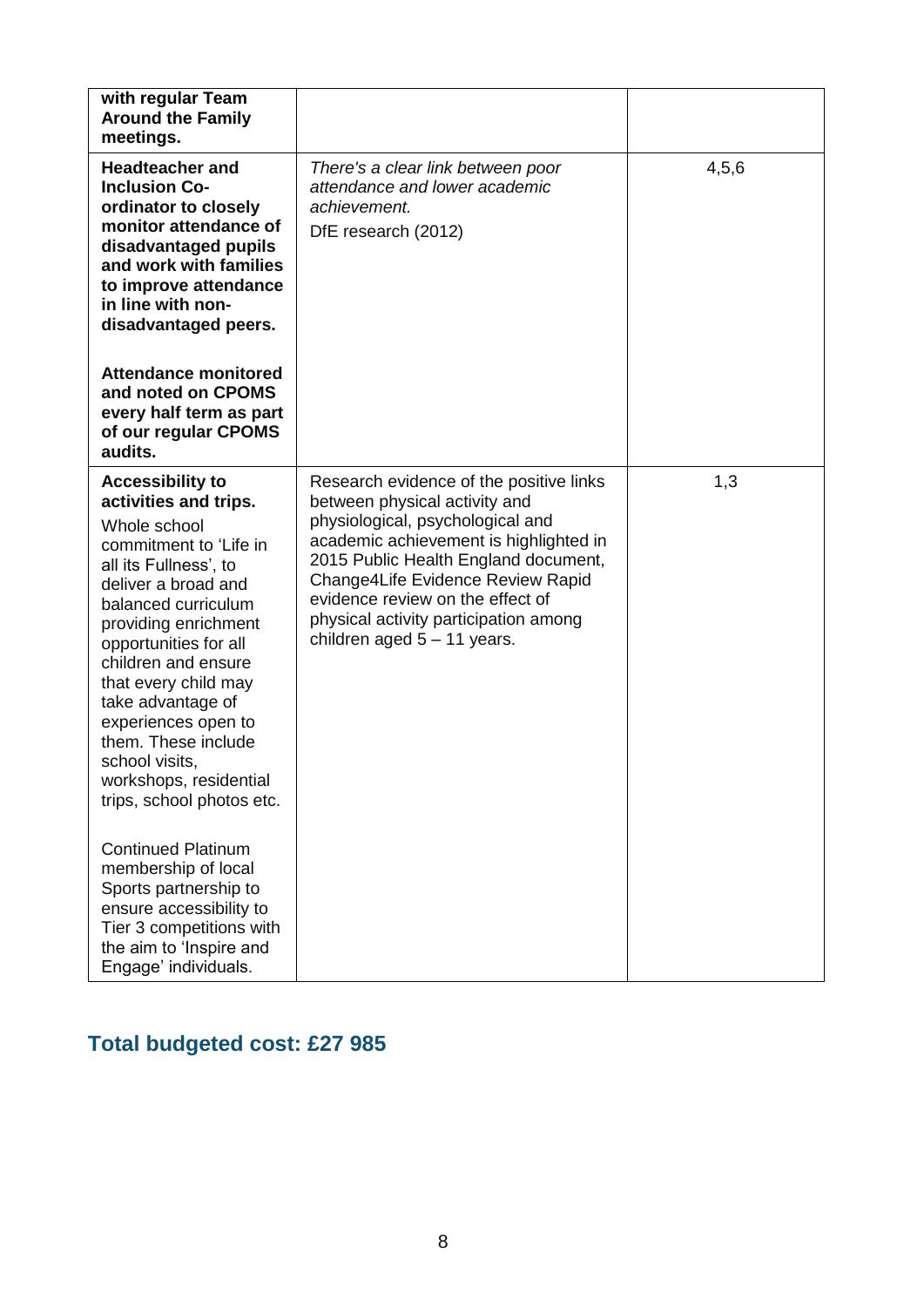| | | |
|---|---|---|
| **with regular Team Around the Family meetings.** | | |
| **Headteacher and Inclusion Co-ordinator to closely monitor attendance of disadvantaged pupils and work with families to improve attendance in line with non-disadvantaged peers.**<br><br>**Attendance monitored and noted on CPOMS every half term as part of our regular CPOMS audits.** | *There's a clear link between poor attendance and lower academic achievement.*<br>DfE research (2012) | 4,5,6 |
| **Accessibility to activities and trips.**<br>Whole school commitment to 'Life in all its Fullness', to deliver a broad and balanced curriculum providing enrichment opportunities for all children and ensure that every child may take advantage of experiences open to them. These include school visits, workshops, residential trips, school photos etc.<br><br>Continued Platinum membership of local Sports partnership to ensure accessibility to Tier 3 competitions with the aim to 'Inspire and Engage' individuals. | Research evidence of the positive links between physical activity and physiological, psychological and academic achievement is highlighted in 2015 Public Health England document, Change4Life Evidence Review Rapid evidence review on the effect of physical activity participation among children aged 5 – 11 years. | 1,3 |

## Total budgeted cost: £27 985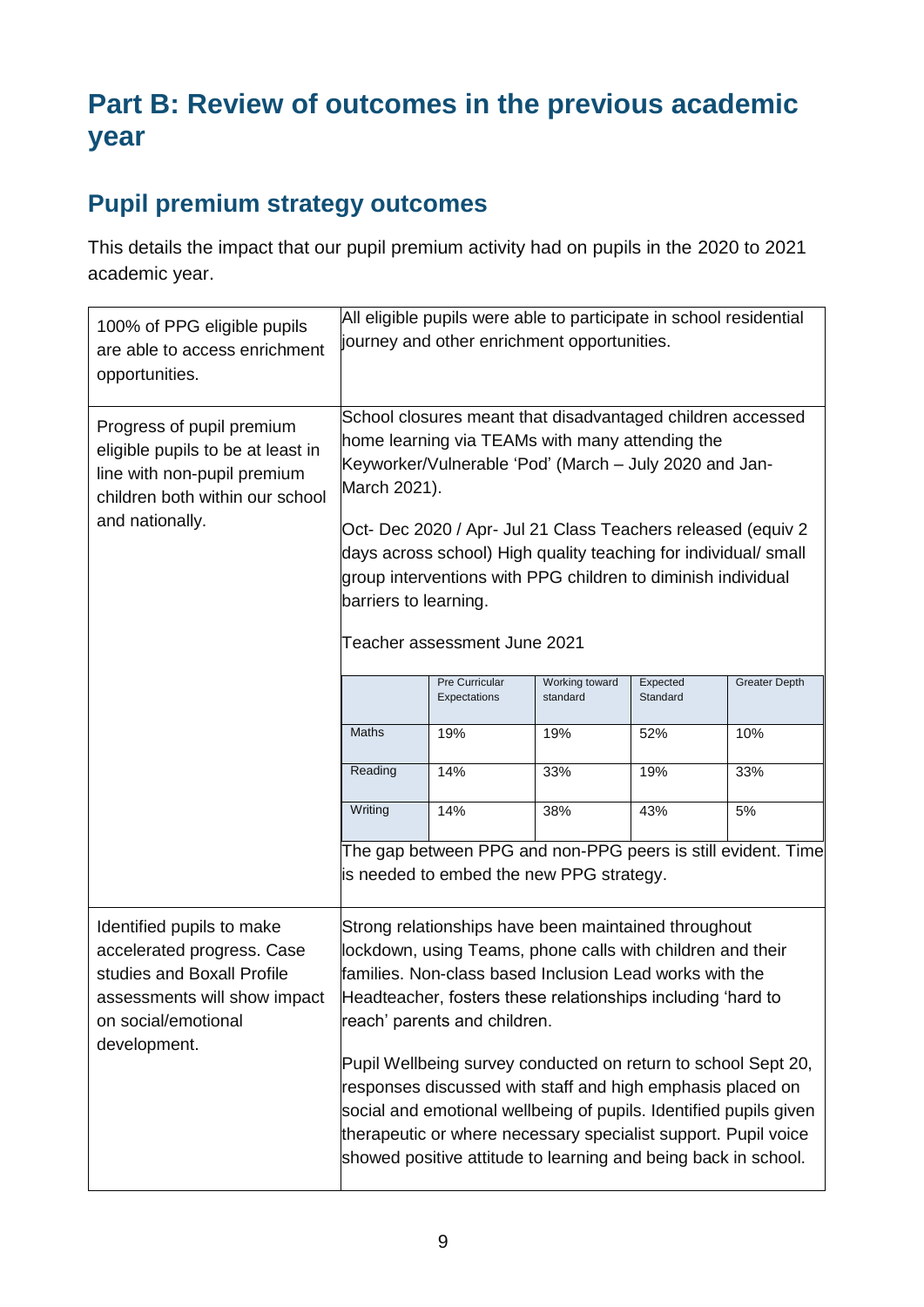# Part B: Review of outcomes in the previous academic year

## Pupil premium strategy outcomes

This details the impact that our pupil premium activity had on pupils in the 2020 to 2021 academic year.

| | |
|---|---|
| 100% of PPG eligible pupils are able to access enrichment opportunities. | All eligible pupils were able to participate in school residential journey and other enrichment opportunities. |
| Progress of pupil premium eligible pupils to be at least in line with non-pupil premium children both within our school and nationally. | School closures meant that disadvantaged children accessed home learning via TEAMs with many attending the Keyworker/Vulnerable 'Pod' (March – July 2020 and Jan-March 2021).<br><br>Oct- Dec 2020 / Apr- Jul 21 Class Teachers released (equiv 2 days across school) High quality teaching for individual/ small group interventions with PPG children to diminish individual barriers to learning.<br><br>Teacher assessment June 2021<br><br>(see table below)<br><br>The gap between PPG and non-PPG peers is still evident. Time is needed to embed the new PPG strategy. |
| Identified pupils to make accelerated progress. Case studies and Boxall Profile assessments will show impact on social/emotional development. | Strong relationships have been maintained throughout lockdown, using Teams, phone calls with children and their families. Non-class based Inclusion Lead works with the Headteacher, fosters these relationships including 'hard to reach' parents and children.<br><br>Pupil Wellbeing survey conducted on return to school Sept 20, responses discussed with staff and high emphasis placed on social and emotional wellbeing of pupils. Identified pupils given therapeutic or where necessary specialist support. Pupil voice showed positive attitude to learning and being back in school. |

Teacher assessment June 2021

| | Pre Curricular Expectations | Working toward standard | Expected Standard | Greater Depth |
|---|---|---|---|---|
| Maths | 19% | 19% | 52% | 10% |
| Reading | 14% | 33% | 19% | 33% |
| Writing | 14% | 38% | 43% | 5% |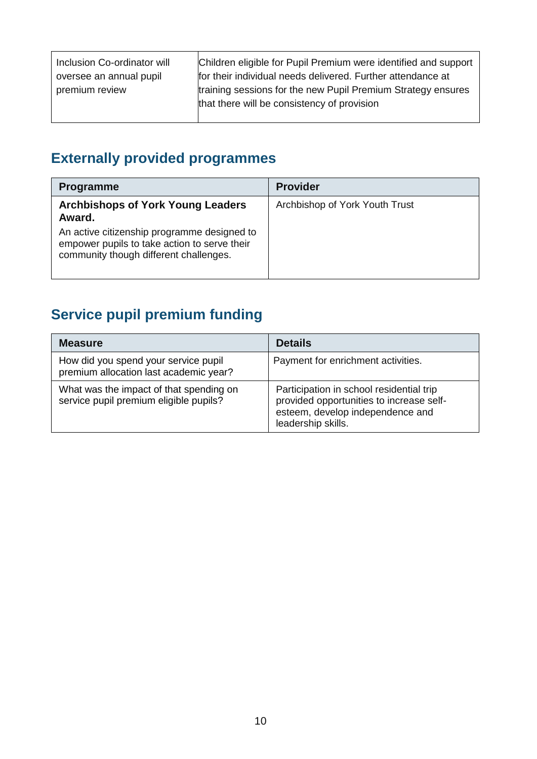| | |
|---|---|
| Inclusion Co-ordinator will oversee an annual pupil premium review | Children eligible for Pupil Premium were identified and support for their individual needs delivered. Further attendance at training sessions for the new Pupil Premium Strategy ensures that there will be consistency of provision |

## Externally provided programmes

| Programme | Provider |
|---|---|
| **Archbishops of York Young Leaders Award.** An active citizenship programme designed to empower pupils to take action to serve their community though different challenges. | Archbishop of York Youth Trust |

## Service pupil premium funding

| Measure | Details |
|---|---|
| How did you spend your service pupil premium allocation last academic year? | Payment for enrichment activities. |
| What was the impact of that spending on service pupil premium eligible pupils? | Participation in school residential trip provided opportunities to increase self-esteem, develop independence and leadership skills. |